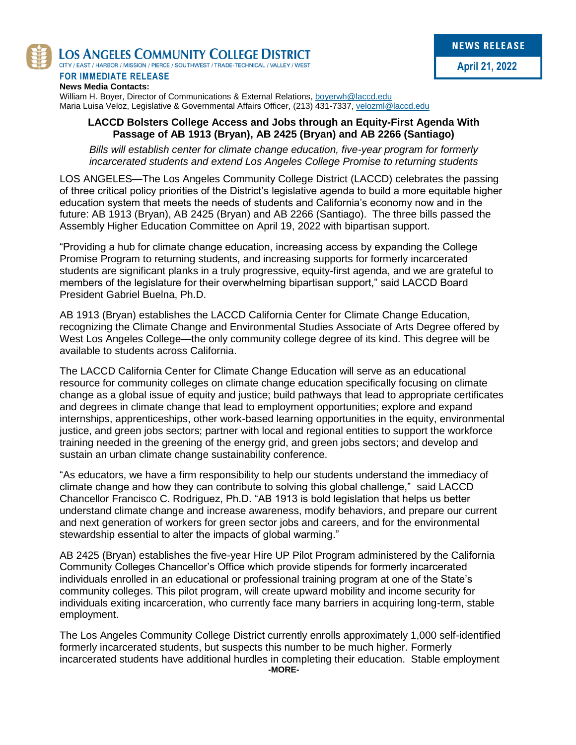**LOS ANGELES COMMUNITY COLLEGE DISTRICT**
CITY / EAST / HARBOR / MISSION / PIERCE / SOUTHWEST / TRADE-TECHNICAL / VALLEY / WEST

**NEWS RELEASE**
**April 21, 2022**

**FOR IMMEDIATE RELEASE**

**News Media Contacts:**
William H. Boyer, Director of Communications & External Relations, boyerwh@laccd.edu
Maria Luisa Veloz, Legislative & Governmental Affairs Officer, (213) 431-7337, velozml@laccd.edu

## LACCD Bolsters College Access and Jobs through an Equity-First Agenda With Passage of AB 1913 (Bryan), AB 2425 (Bryan) and AB 2266 (Santiago)

*Bills will establish center for climate change education, five-year program for formerly incarcerated students and extend Los Angeles College Promise to returning students*

LOS ANGELES—The Los Angeles Community College District (LACCD) celebrates the passing of three critical policy priorities of the District's legislative agenda to build a more equitable higher education system that meets the needs of students and California's economy now and in the future: AB 1913 (Bryan), AB 2425 (Bryan) and AB 2266 (Santiago). The three bills passed the Assembly Higher Education Committee on April 19, 2022 with bipartisan support.

"Providing a hub for climate change education, increasing access by expanding the College Promise Program to returning students, and increasing supports for formerly incarcerated students are significant planks in a truly progressive, equity-first agenda, and we are grateful to members of the legislature for their overwhelming bipartisan support," said LACCD Board President Gabriel Buelna, Ph.D.

AB 1913 (Bryan) establishes the LACCD California Center for Climate Change Education, recognizing the Climate Change and Environmental Studies Associate of Arts Degree offered by West Los Angeles College—the only community college degree of its kind. This degree will be available to students across California.

The LACCD California Center for Climate Change Education will serve as an educational resource for community colleges on climate change education specifically focusing on climate change as a global issue of equity and justice; build pathways that lead to appropriate certificates and degrees in climate change that lead to employment opportunities; explore and expand internships, apprenticeships, other work-based learning opportunities in the equity, environmental justice, and green jobs sectors; partner with local and regional entities to support the workforce training needed in the greening of the energy grid, and green jobs sectors; and develop and sustain an urban climate change sustainability conference.

"As educators, we have a firm responsibility to help our students understand the immediacy of climate change and how they can contribute to solving this global challenge," said LACCD Chancellor Francisco C. Rodriguez, Ph.D. "AB 1913 is bold legislation that helps us better understand climate change and increase awareness, modify behaviors, and prepare our current and next generation of workers for green sector jobs and careers, and for the environmental stewardship essential to alter the impacts of global warming."

AB 2425 (Bryan) establishes the five-year Hire UP Pilot Program administered by the California Community Colleges Chancellor's Office which provide stipends for formerly incarcerated individuals enrolled in an educational or professional training program at one of the State's community colleges. This pilot program, will create upward mobility and income security for individuals exiting incarceration, who currently face many barriers in acquiring long-term, stable employment.

The Los Angeles Community College District currently enrolls approximately 1,000 self-identified formerly incarcerated students, but suspects this number to be much higher. Formerly incarcerated students have additional hurdles in completing their education. Stable employment

**-MORE-**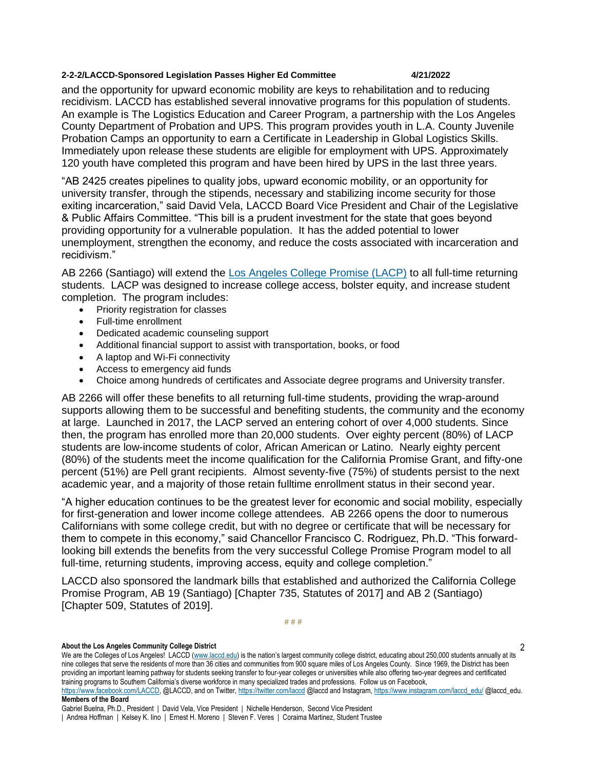and the opportunity for upward economic mobility are keys to rehabilitation and to reducing recidivism. LACCD has established several innovative programs for this population of students. An example is The Logistics Education and Career Program, a partnership with the Los Angeles County Department of Probation and UPS. This program provides youth in L.A. County Juvenile Probation Camps an opportunity to earn a Certificate in Leadership in Global Logistics Skills. Immediately upon release these students are eligible for employment with UPS. Approximately 120 youth have completed this program and have been hired by UPS in the last three years.

"AB 2425 creates pipelines to quality jobs, upward economic mobility, or an opportunity for university transfer, through the stipends, necessary and stabilizing income security for those exiting incarceration," said David Vela, LACCD Board Vice President and Chair of the Legislative & Public Affairs Committee. "This bill is a prudent investment for the state that goes beyond providing opportunity for a vulnerable population. It has the added potential to lower unemployment, strengthen the economy, and reduce the costs associated with incarceration and recidivism."

AB 2266 (Santiago) will extend the Los Angeles College Promise (LACP) to all full-time returning students. LACP was designed to increase college access, bolster equity, and increase student completion. The program includes:

- Priority registration for classes
- Full-time enrollment
- Dedicated academic counseling support
- Additional financial support to assist with transportation, books, or food
- A laptop and Wi-Fi connectivity
- Access to emergency aid funds
- Choice among hundreds of certificates and Associate degree programs and University transfer.

AB 2266 will offer these benefits to all returning full-time students, providing the wrap-around supports allowing them to be successful and benefiting students, the community and the economy at large. Launched in 2017, the LACP served an entering cohort of over 4,000 students. Since then, the program has enrolled more than 20,000 students. Over eighty percent (80%) of LACP students are low-income students of color, African American or Latino. Nearly eighty percent (80%) of the students meet the income qualification for the California Promise Grant, and fifty-one percent (51%) are Pell grant recipients. Almost seventy-five (75%) of students persist to the next academic year, and a majority of those retain fulltime enrollment status in their second year.

"A higher education continues to be the greatest lever for economic and social mobility, especially for first-generation and lower income college attendees. AB 2266 opens the door to numerous Californians with some college credit, but with no degree or certificate that will be necessary for them to compete in this economy," said Chancellor Francisco C. Rodriguez, Ph.D. "This forward-looking bill extends the benefits from the very successful College Promise Program model to all full-time, returning students, improving access, equity and college completion."

LACCD also sponsored the landmark bills that established and authorized the California College Promise Program, AB 19 (Santiago) [Chapter 735, Statutes of 2017] and AB 2 (Santiago) [Chapter 509, Statutes of 2019].

# # #

**About the Los Angeles Community College District**

We are the Colleges of Los Angeles! LACCD (www.laccd.edu) is the nation's largest community college district, educating about 250,000 students annually at its nine colleges that serve the residents of more than 36 cities and communities from 900 square miles of Los Angeles County. Since 1969, the District has been providing an important learning pathway for students seeking transfer to four-year colleges or universities while also offering two-year degrees and certificated training programs to Southern California's diverse workforce in many specialized trades and professions. Follow us on Facebook, https://www.facebook.com/LACCD, @LACCD, and on Twitter, https://twitter.com/laccd @laccd and Instagram, https://www.instagram.com/laccd_edu/ @laccd_edu.

**Members of the Board**

Gabriel Buelna, Ph.D., President | David Vela, Vice President | Nichelle Henderson, Second Vice President | Andrea Hoffman | Kelsey K. Iino | Ernest H. Moreno | Steven F. Veres | Coraima Martinez, Student Trustee